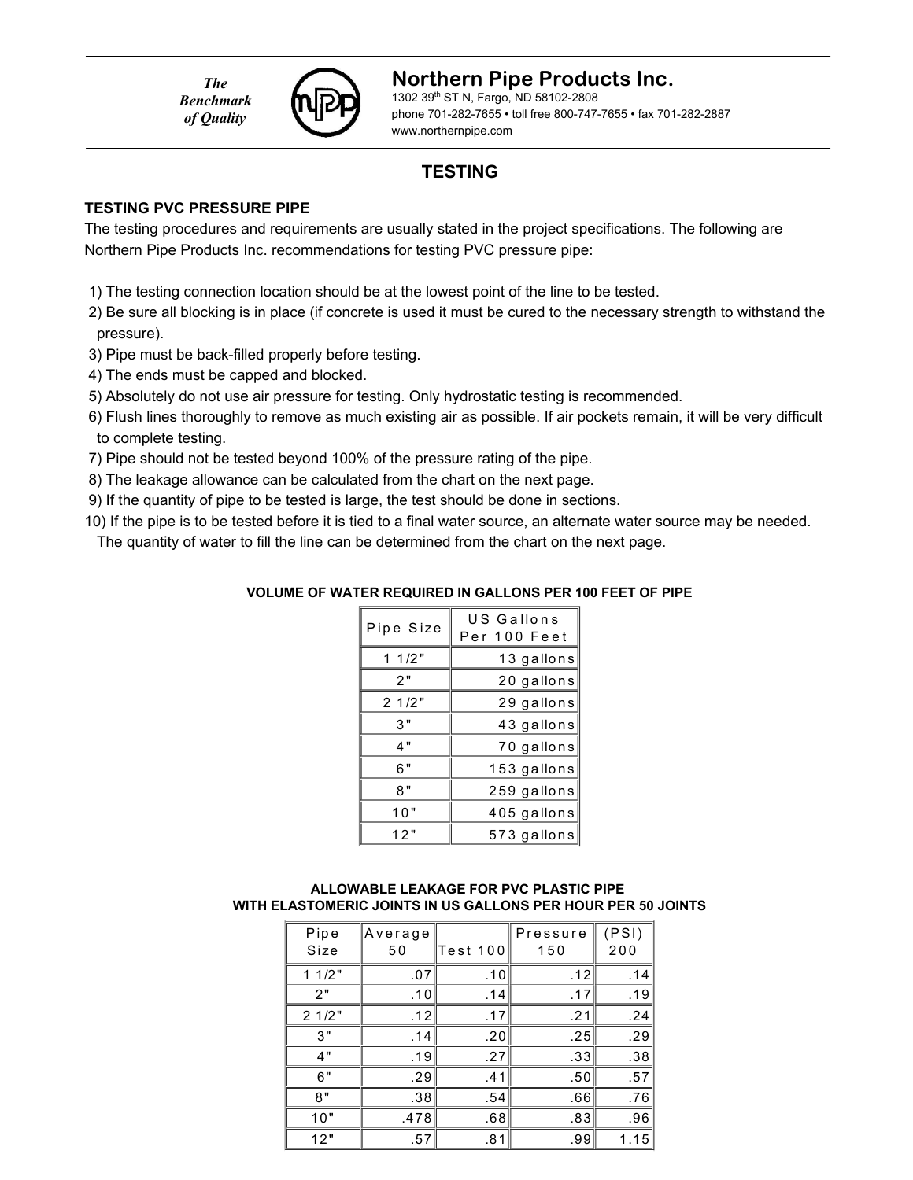*The Benchmark of Quality*

## Northern Pipe Products Inc.

1302 39th ST N, Fargo, ND 58102-2808
phone 701-282-7655 • toll free 800-747-7655 • fax 701-282-2887
www.northernpipe.com

# TESTING

### TESTING PVC PRESSURE PIPE

The testing procedures and requirements are usually stated in the project specifications. The following are Northern Pipe Products Inc. recommendations for testing PVC pressure pipe:

1) The testing connection location should be at the lowest point of the line to be tested.
2) Be sure all blocking is in place (if concrete is used it must be cured to the necessary strength to withstand the pressure).
3) Pipe must be back-filled properly before testing.
4) The ends must be capped and blocked.
5) Absolutely do not use air pressure for testing. Only hydrostatic testing is recommended.
6) Flush lines thoroughly to remove as much existing air as possible. If air pockets remain, it will be very difficult to complete testing.
7) Pipe should not be tested beyond 100% of the pressure rating of the pipe.
8) The leakage allowance can be calculated from the chart on the next page.
9) If the quantity of pipe to be tested is large, the test should be done in sections.
10) If the pipe is to be tested before it is tied to a final water source, an alternate water source may be needed. The quantity of water to fill the line can be determined from the chart on the next page.

**VOLUME OF WATER REQUIRED IN GALLONS PER 100 FEET OF PIPE**

| Pipe Size | US Gallons Per 100 Feet |
|---|---|
| 1 1/2" | 13 gallons |
| 2" | 20 gallons |
| 2 1/2" | 29 gallons |
| 3" | 43 gallons |
| 4" | 70 gallons |
| 6" | 153 gallons |
| 8" | 259 gallons |
| 10" | 405 gallons |
| 12" | 573 gallons |

**ALLOWABLE LEAKAGE FOR PVC PLASTIC PIPE WITH ELASTOMERIC JOINTS IN US GALLONS PER HOUR PER 50 JOINTS**

| Pipe Size | Average 50 | Test 100 | Pressure 150 | (PSI) 200 |
|---|---|---|---|---|
| 1 1/2" | .07 | .10 | .12 | .14 |
| 2" | .10 | .14 | .17 | .19 |
| 2 1/2" | .12 | .17 | .21 | .24 |
| 3" | .14 | .20 | .25 | .29 |
| 4" | .19 | .27 | .33 | .38 |
| 6" | .29 | .41 | .50 | .57 |
| 8" | .38 | .54 | .66 | .76 |
| 10" | .478 | .68 | .83 | .96 |
| 12" | .57 | .81 | .99 | 1.15 |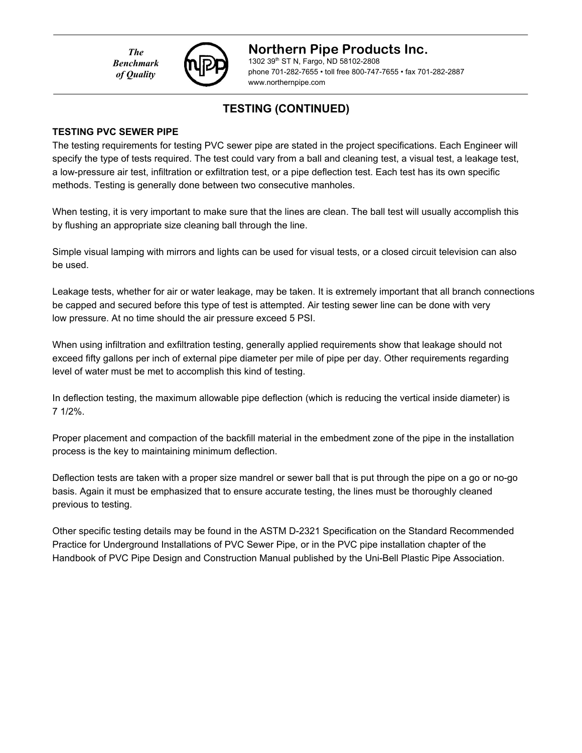## TESTING (CONTINUED)

### TESTING PVC SEWER PIPE

The testing requirements for testing PVC sewer pipe are stated in the project specifications. Each Engineer will specify the type of tests required. The test could vary from a ball and cleaning test, a visual test, a leakage test, a low-pressure air test, infiltration or exfiltration test, or a pipe deflection test. Each test has its own specific methods. Testing is generally done between two consecutive manholes.

When testing, it is very important to make sure that the lines are clean. The ball test will usually accomplish this by flushing an appropriate size cleaning ball through the line.

Simple visual lamping with mirrors and lights can be used for visual tests, or a closed circuit television can also be used.

Leakage tests, whether for air or water leakage, may be taken. It is extremely important that all branch connections be capped and secured before this type of test is attempted. Air testing sewer line can be done with very low pressure. At no time should the air pressure exceed 5 PSI.

When using infiltration and exfiltration testing, generally applied requirements show that leakage should not exceed fifty gallons per inch of external pipe diameter per mile of pipe per day. Other requirements regarding level of water must be met to accomplish this kind of testing.

In deflection testing, the maximum allowable pipe deflection (which is reducing the vertical inside diameter) is 7 1/2%.

Proper placement and compaction of the backfill material in the embedment zone of the pipe in the installation process is the key to maintaining minimum deflection.

Deflection tests are taken with a proper size mandrel or sewer ball that is put through the pipe on a go or no-go basis. Again it must be emphasized that to ensure accurate testing, the lines must be thoroughly cleaned previous to testing.

Other specific testing details may be found in the ASTM D-2321 Specification on the Standard Recommended Practice for Underground Installations of PVC Sewer Pipe, or in the PVC pipe installation chapter of the Handbook of PVC Pipe Design and Construction Manual published by the Uni-Bell Plastic Pipe Association.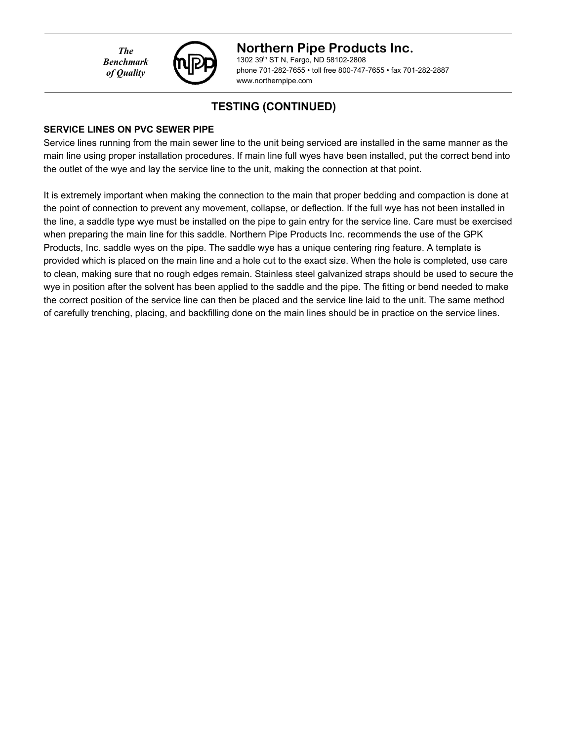## TESTING (CONTINUED)

**SERVICE LINES ON PVC SEWER PIPE**

Service lines running from the main sewer line to the unit being serviced are installed in the same manner as the main line using proper installation procedures. If main line full wyes have been installed, put the correct bend into the outlet of the wye and lay the service line to the unit, making the connection at that point.

It is extremely important when making the connection to the main that proper bedding and compaction is done at the point of connection to prevent any movement, collapse, or deflection. If the full wye has not been installed in the line, a saddle type wye must be installed on the pipe to gain entry for the service line. Care must be exercised when preparing the main line for this saddle. Northern Pipe Products Inc. recommends the use of the GPK Products, Inc. saddle wyes on the pipe. The saddle wye has a unique centering ring feature. A template is provided which is placed on the main line and a hole cut to the exact size. When the hole is completed, use care to clean, making sure that no rough edges remain. Stainless steel galvanized straps should be used to secure the wye in position after the solvent has been applied to the saddle and the pipe. The fitting or bend needed to make the correct position of the service line can then be placed and the service line laid to the unit. The same method of carefully trenching, placing, and backfilling done on the main lines should be in practice on the service lines.